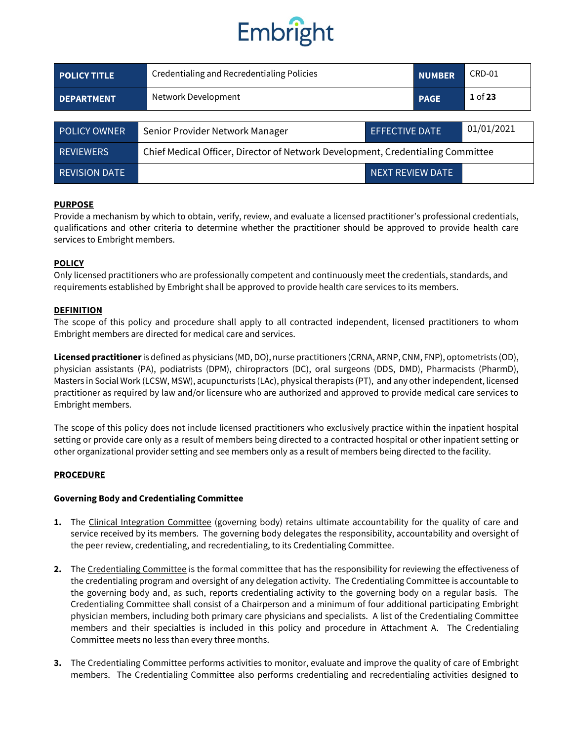Embright

| POLICY TITLE | Credentialing and Recredentialing Policies | NUMBER | CRD-01 |
|---|---|---|---|
| DEPARTMENT | Network Development | PAGE | 1 of 23 |

| POLICY OWNER | Senior Provider Network Manager | EFFECTIVE DATE | 01/01/2021 |
|---|---|---|---|
| REVIEWERS | Chief Medical Officer, Director of Network Development, Credentialing Committee | | |
| REVISION DATE | | NEXT REVIEW DATE | |

**PURPOSE**

Provide a mechanism by which to obtain, verify, review, and evaluate a licensed practitioner's professional credentials, qualifications and other criteria to determine whether the practitioner should be approved to provide health care services to Embright members.

**POLICY**

Only licensed practitioners who are professionally competent and continuously meet the credentials, standards, and requirements established by Embright shall be approved to provide health care services to its members.

**DEFINITION**

The scope of this policy and procedure shall apply to all contracted independent, licensed practitioners to whom Embright members are directed for medical care and services.

**Licensed practitioner** is defined as physicians (MD, DO), nurse practitioners (CRNA, ARNP, CNM, FNP), optometrists (OD), physician assistants (PA), podiatrists (DPM), chiropractors (DC), oral surgeons (DDS, DMD), Pharmacists (PharmD), Masters in Social Work (LCSW, MSW), acupuncturists (LAc), physical therapists (PT), and any other independent, licensed practitioner as required by law and/or licensure who are authorized and approved to provide medical care services to Embright members.

The scope of this policy does not include licensed practitioners who exclusively practice within the inpatient hospital setting or provide care only as a result of members being directed to a contracted hospital or other inpatient setting or other organizational provider setting and see members only as a result of members being directed to the facility.

**PROCEDURE**

**Governing Body and Credentialing Committee**

1. The Clinical Integration Committee (governing body) retains ultimate accountability for the quality of care and service received by its members. The governing body delegates the responsibility, accountability and oversight of the peer review, credentialing, and recredentialing, to its Credentialing Committee.

2. The Credentialing Committee is the formal committee that has the responsibility for reviewing the effectiveness of the credentialing program and oversight of any delegation activity. The Credentialing Committee is accountable to the governing body and, as such, reports credentialing activity to the governing body on a regular basis. The Credentialing Committee shall consist of a Chairperson and a minimum of four additional participating Embright physician members, including both primary care physicians and specialists. A list of the Credentialing Committee members and their specialties is included in this policy and procedure in Attachment A. The Credentialing Committee meets no less than every three months.

3. The Credentialing Committee performs activities to monitor, evaluate and improve the quality of care of Embright members. The Credentialing Committee also performs credentialing and recredentialing activities designed to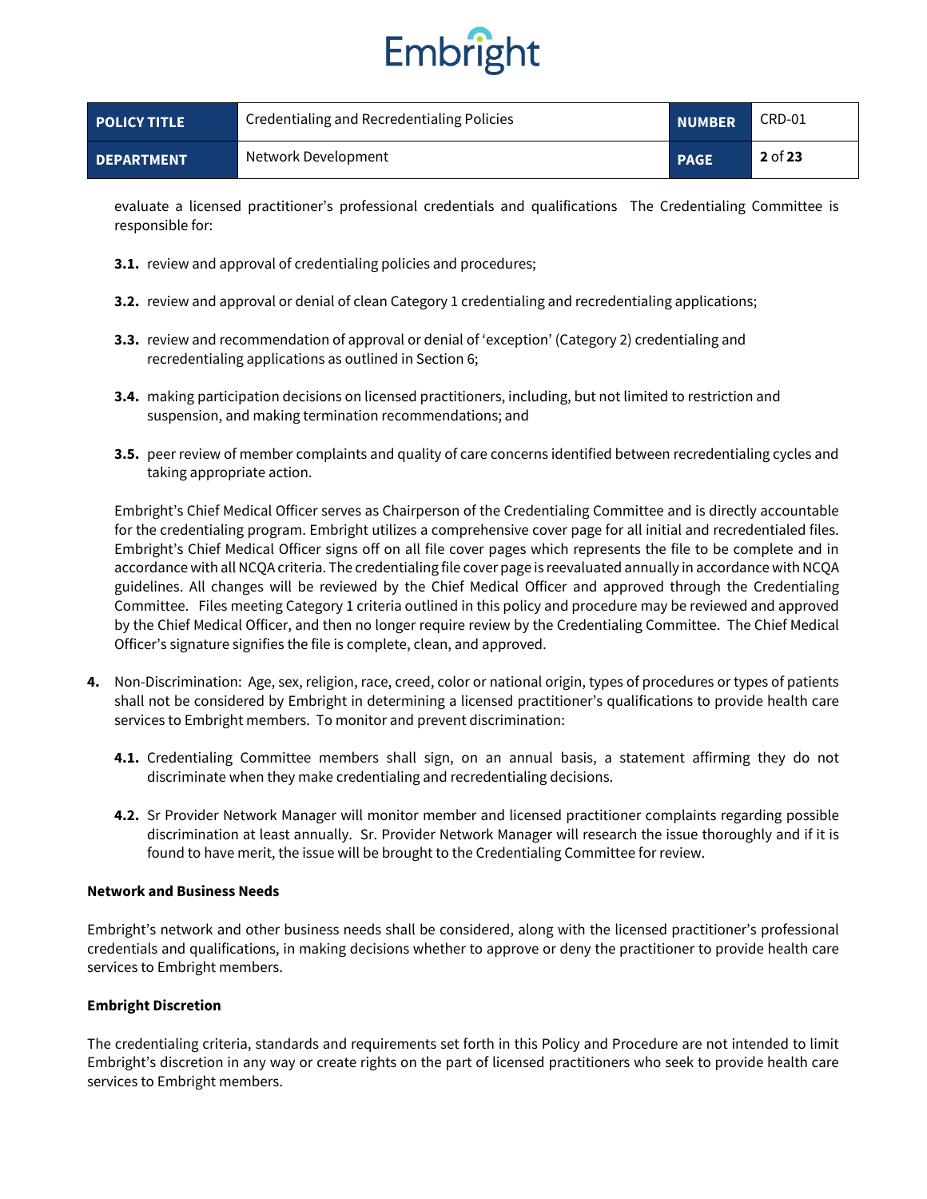evaluate a licensed practitioner's professional credentials and qualifications  The Credentialing Committee is responsible for:

**3.1.** review and approval of credentialing policies and procedures;

**3.2.** review and approval or denial of clean Category 1 credentialing and recredentialing applications;

**3.3.** review and recommendation of approval or denial of 'exception' (Category 2) credentialing and recredentialing applications as outlined in Section 6;

**3.4.** making participation decisions on licensed practitioners, including, but not limited to restriction and suspension, and making termination recommendations; and

**3.5.** peer review of member complaints and quality of care concerns identified between recredentialing cycles and taking appropriate action.

Embright's Chief Medical Officer serves as Chairperson of the Credentialing Committee and is directly accountable for the credentialing program. Embright utilizes a comprehensive cover page for all initial and recredentialed files. Embright's Chief Medical Officer signs off on all file cover pages which represents the file to be complete and in accordance with all NCQA criteria. The credentialing file cover page is reevaluated annually in accordance with NCQA guidelines. All changes will be reviewed by the Chief Medical Officer and approved through the Credentialing Committee.  Files meeting Category 1 criteria outlined in this policy and procedure may be reviewed and approved by the Chief Medical Officer, and then no longer require review by the Credentialing Committee.  The Chief Medical Officer's signature signifies the file is complete, clean, and approved.

**4.** Non-Discrimination:  Age, sex, religion, race, creed, color or national origin, types of procedures or types of patients shall not be considered by Embright in determining a licensed practitioner's qualifications to provide health care services to Embright members.  To monitor and prevent discrimination:

**4.1.** Credentialing Committee members shall sign, on an annual basis, a statement affirming they do not discriminate when they make credentialing and recredentialing decisions.

**4.2.** Sr Provider Network Manager will monitor member and licensed practitioner complaints regarding possible discrimination at least annually.  Sr. Provider Network Manager will research the issue thoroughly and if it is found to have merit, the issue will be brought to the Credentialing Committee for review.

**Network and Business Needs**

Embright's network and other business needs shall be considered, along with the licensed practitioner's professional credentials and qualifications, in making decisions whether to approve or deny the practitioner to provide health care services to Embright members.

**Embright Discretion**

The credentialing criteria, standards and requirements set forth in this Policy and Procedure are not intended to limit Embright's discretion in any way or create rights on the part of licensed practitioners who seek to provide health care services to Embright members.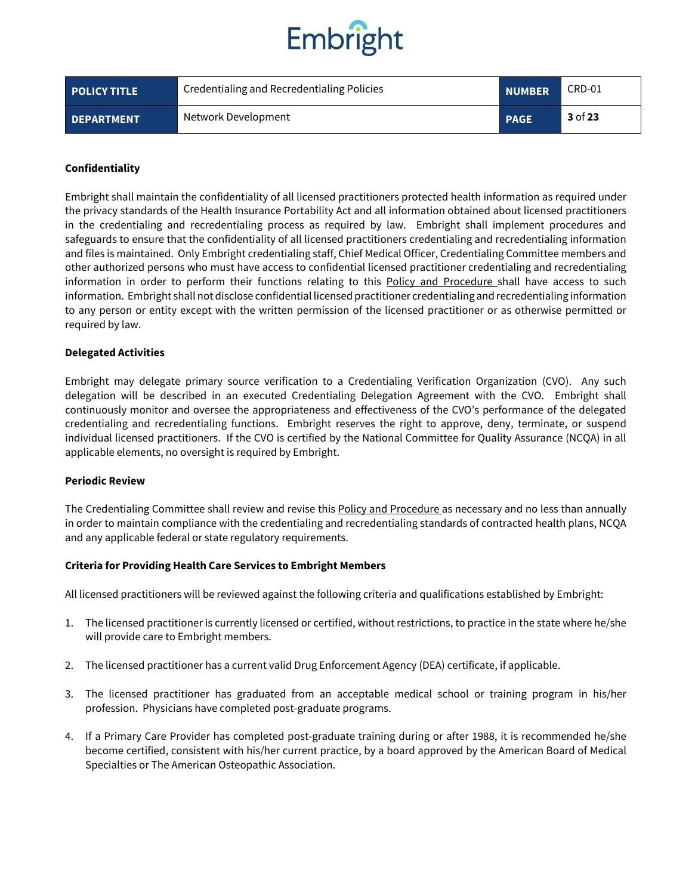**Confidentiality**

Embright shall maintain the confidentiality of all licensed practitioners protected health information as required under the privacy standards of the Health Insurance Portability Act and all information obtained about licensed practitioners in the credentialing and recredentialing process as required by law. Embright shall implement procedures and safeguards to ensure that the confidentiality of all licensed practitioners credentialing and recredentialing information and files is maintained. Only Embright credentialing staff, Chief Medical Officer, Credentialing Committee members and other authorized persons who must have access to confidential licensed practitioner credentialing and recredentialing information in order to perform their functions relating to this Policy and Procedure shall have access to such information. Embright shall not disclose confidential licensed practitioner credentialing and recredentialing information to any person or entity except with the written permission of the licensed practitioner or as otherwise permitted or required by law.

**Delegated Activities**

Embright may delegate primary source verification to a Credentialing Verification Organization (CVO). Any such delegation will be described in an executed Credentialing Delegation Agreement with the CVO. Embright shall continuously monitor and oversee the appropriateness and effectiveness of the CVO's performance of the delegated credentialing and recredentialing functions. Embright reserves the right to approve, deny, terminate, or suspend individual licensed practitioners. If the CVO is certified by the National Committee for Quality Assurance (NCQA) in all applicable elements, no oversight is required by Embright.

**Periodic Review**

The Credentialing Committee shall review and revise this Policy and Procedure as necessary and no less than annually in order to maintain compliance with the credentialing and recredentialing standards of contracted health plans, NCQA and any applicable federal or state regulatory requirements.

**Criteria for Providing Health Care Services to Embright Members**

All licensed practitioners will be reviewed against the following criteria and qualifications established by Embright:

1. The licensed practitioner is currently licensed or certified, without restrictions, to practice in the state where he/she will provide care to Embright members.

2. The licensed practitioner has a current valid Drug Enforcement Agency (DEA) certificate, if applicable.

3. The licensed practitioner has graduated from an acceptable medical school or training program in his/her profession. Physicians have completed post-graduate programs.

4. If a Primary Care Provider has completed post-graduate training during or after 1988, it is recommended he/she become certified, consistent with his/her current practice, by a board approved by the American Board of Medical Specialties or The American Osteopathic Association.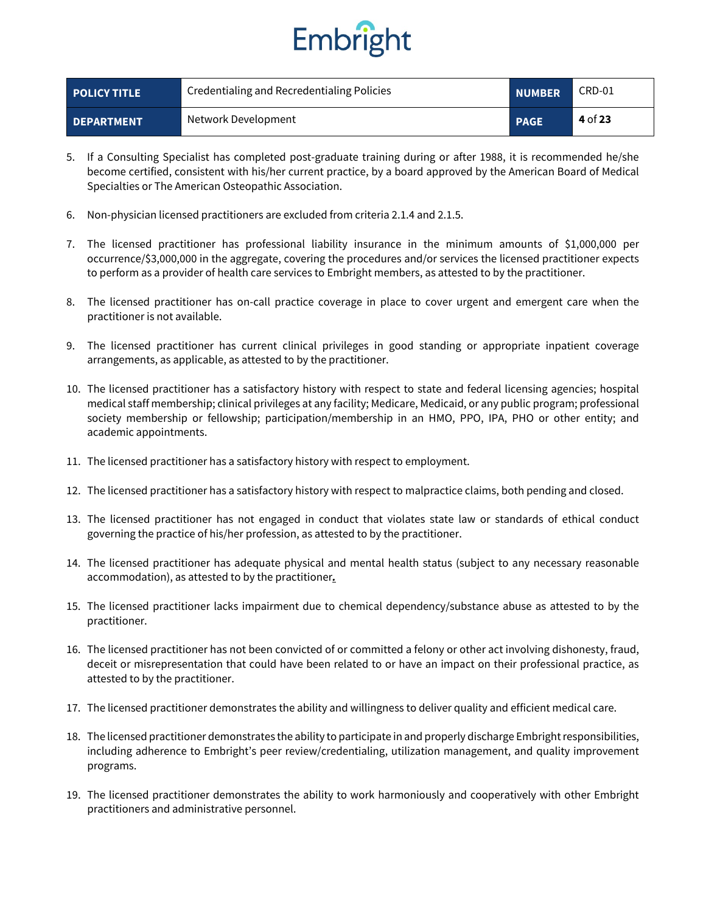5. If a Consulting Specialist has completed post-graduate training during or after 1988, it is recommended he/she become certified, consistent with his/her current practice, by a board approved by the American Board of Medical Specialties or The American Osteopathic Association.

6. Non-physician licensed practitioners are excluded from criteria 2.1.4 and 2.1.5.

7. The licensed practitioner has professional liability insurance in the minimum amounts of $1,000,000 per occurrence/$3,000,000 in the aggregate, covering the procedures and/or services the licensed practitioner expects to perform as a provider of health care services to Embright members, as attested to by the practitioner.

8. The licensed practitioner has on-call practice coverage in place to cover urgent and emergent care when the practitioner is not available.

9. The licensed practitioner has current clinical privileges in good standing or appropriate inpatient coverage arrangements, as applicable, as attested to by the practitioner.

10. The licensed practitioner has a satisfactory history with respect to state and federal licensing agencies; hospital medical staff membership; clinical privileges at any facility; Medicare, Medicaid, or any public program; professional society membership or fellowship; participation/membership in an HMO, PPO, IPA, PHO or other entity; and academic appointments.

11. The licensed practitioner has a satisfactory history with respect to employment.

12. The licensed practitioner has a satisfactory history with respect to malpractice claims, both pending and closed.

13. The licensed practitioner has not engaged in conduct that violates state law or standards of ethical conduct governing the practice of his/her profession, as attested to by the practitioner.

14. The licensed practitioner has adequate physical and mental health status (subject to any necessary reasonable accommodation), as attested to by the practitioner.

15. The licensed practitioner lacks impairment due to chemical dependency/substance abuse as attested to by the practitioner.

16. The licensed practitioner has not been convicted of or committed a felony or other act involving dishonesty, fraud, deceit or misrepresentation that could have been related to or have an impact on their professional practice, as attested to by the practitioner.

17. The licensed practitioner demonstrates the ability and willingness to deliver quality and efficient medical care.

18. The licensed practitioner demonstrates the ability to participate in and properly discharge Embright responsibilities, including adherence to Embright's peer review/credentialing, utilization management, and quality improvement programs.

19. The licensed practitioner demonstrates the ability to work harmoniously and cooperatively with other Embright practitioners and administrative personnel.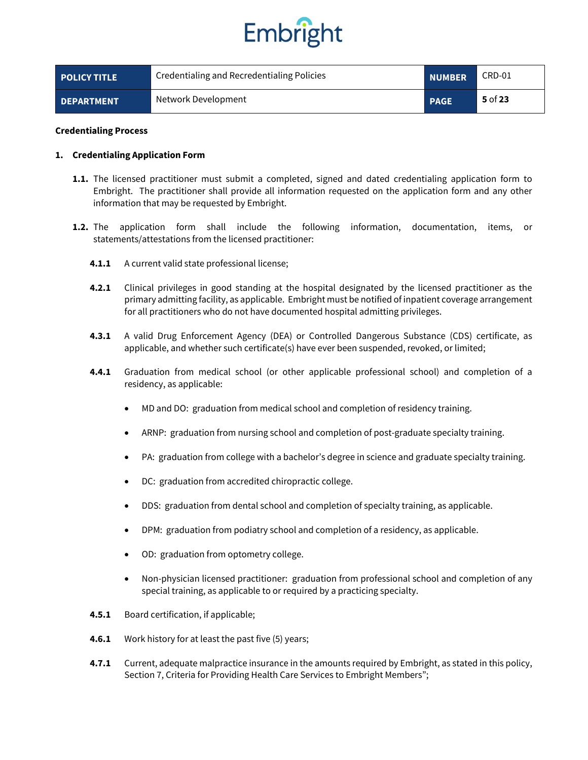**Credentialing Process**

**1. Credentialing Application Form**

**1.1.** The licensed practitioner must submit a completed, signed and dated credentialing application form to Embright. The practitioner shall provide all information requested on the application form and any other information that may be requested by Embright.

**1.2.** The application form shall include the following information, documentation, items, or statements/attestations from the licensed practitioner:

**4.1.1** A current valid state professional license;

**4.2.1** Clinical privileges in good standing at the hospital designated by the licensed practitioner as the primary admitting facility, as applicable. Embright must be notified of inpatient coverage arrangement for all practitioners who do not have documented hospital admitting privileges.

**4.3.1** A valid Drug Enforcement Agency (DEA) or Controlled Dangerous Substance (CDS) certificate, as applicable, and whether such certificate(s) have ever been suspended, revoked, or limited;

**4.4.1** Graduation from medical school (or other applicable professional school) and completion of a residency, as applicable:

- MD and DO: graduation from medical school and completion of residency training.
- ARNP: graduation from nursing school and completion of post-graduate specialty training.
- PA: graduation from college with a bachelor's degree in science and graduate specialty training.
- DC: graduation from accredited chiropractic college.
- DDS: graduation from dental school and completion of specialty training, as applicable.
- DPM: graduation from podiatry school and completion of a residency, as applicable.
- OD: graduation from optometry college.
- Non-physician licensed practitioner: graduation from professional school and completion of any special training, as applicable to or required by a practicing specialty.

**4.5.1** Board certification, if applicable;

**4.6.1** Work history for at least the past five (5) years;

**4.7.1** Current, adequate malpractice insurance in the amounts required by Embright, as stated in this policy, Section 7, Criteria for Providing Health Care Services to Embright Members";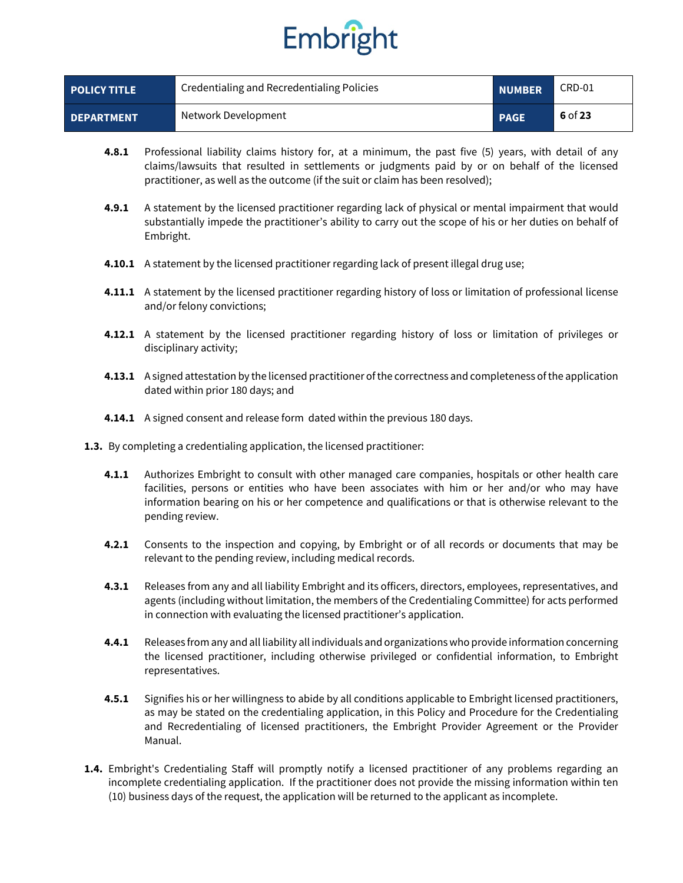**4.8.1** Professional liability claims history for, at a minimum, the past five (5) years, with detail of any claims/lawsuits that resulted in settlements or judgments paid by or on behalf of the licensed practitioner, as well as the outcome (if the suit or claim has been resolved);

**4.9.1** A statement by the licensed practitioner regarding lack of physical or mental impairment that would substantially impede the practitioner's ability to carry out the scope of his or her duties on behalf of Embright.

**4.10.1** A statement by the licensed practitioner regarding lack of present illegal drug use;

**4.11.1** A statement by the licensed practitioner regarding history of loss or limitation of professional license and/or felony convictions;

**4.12.1** A statement by the licensed practitioner regarding history of loss or limitation of privileges or disciplinary activity;

**4.13.1** A signed attestation by the licensed practitioner of the correctness and completeness of the application dated within prior 180 days; and

**4.14.1** A signed consent and release form dated within the previous 180 days.

**1.3.** By completing a credentialing application, the licensed practitioner:

**4.1.1** Authorizes Embright to consult with other managed care companies, hospitals or other health care facilities, persons or entities who have been associates with him or her and/or who may have information bearing on his or her competence and qualifications or that is otherwise relevant to the pending review.

**4.2.1** Consents to the inspection and copying, by Embright or of all records or documents that may be relevant to the pending review, including medical records.

**4.3.1** Releases from any and all liability Embright and its officers, directors, employees, representatives, and agents (including without limitation, the members of the Credentialing Committee) for acts performed in connection with evaluating the licensed practitioner's application.

**4.4.1** Releases from any and all liability all individuals and organizations who provide information concerning the licensed practitioner, including otherwise privileged or confidential information, to Embright representatives.

**4.5.1** Signifies his or her willingness to abide by all conditions applicable to Embright licensed practitioners, as may be stated on the credentialing application, in this Policy and Procedure for the Credentialing and Recredentialing of licensed practitioners, the Embright Provider Agreement or the Provider Manual.

**1.4.** Embright's Credentialing Staff will promptly notify a licensed practitioner of any problems regarding an incomplete credentialing application. If the practitioner does not provide the missing information within ten (10) business days of the request, the application will be returned to the applicant as incomplete.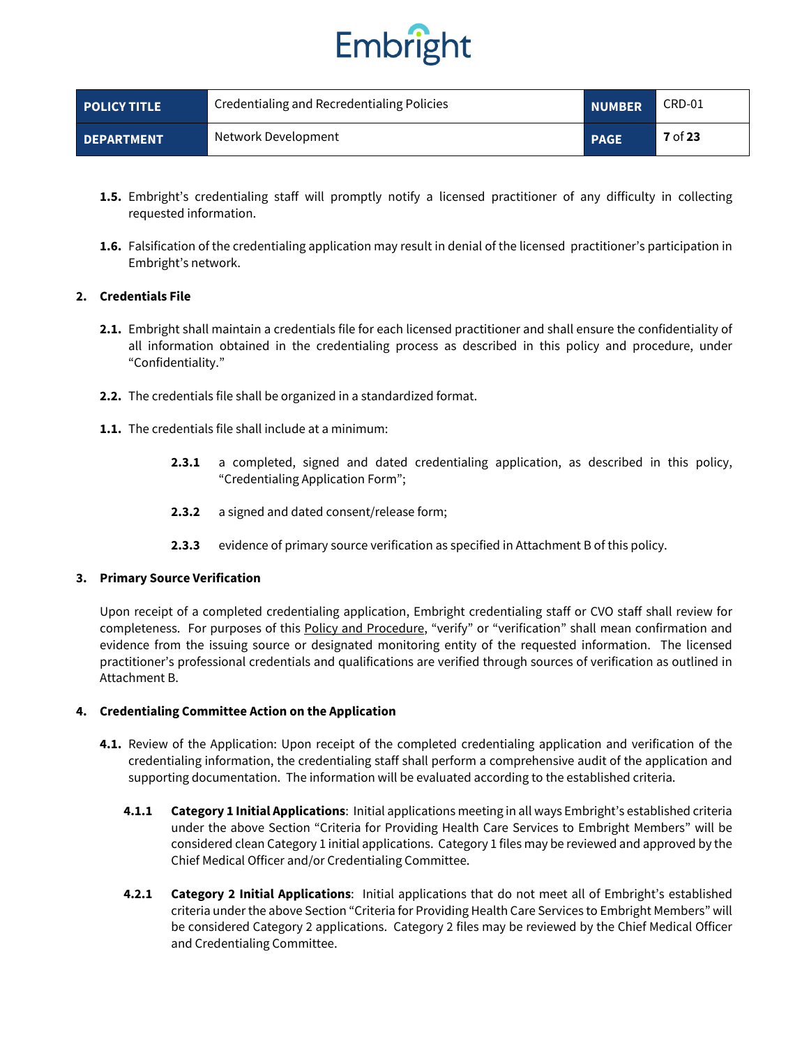**1.5.** Embright's credentialing staff will promptly notify a licensed practitioner of any difficulty in collecting requested information.

**1.6.** Falsification of the credentialing application may result in denial of the licensed practitioner's participation in Embright's network.

**2. Credentials File**

**2.1.** Embright shall maintain a credentials file for each licensed practitioner and shall ensure the confidentiality of all information obtained in the credentialing process as described in this policy and procedure, under "Confidentiality."

**2.2.** The credentials file shall be organized in a standardized format.

**1.1.** The credentials file shall include at a minimum:

**2.3.1** a completed, signed and dated credentialing application, as described in this policy, "Credentialing Application Form";

**2.3.2** a signed and dated consent/release form;

**2.3.3** evidence of primary source verification as specified in Attachment B of this policy.

**3. Primary Source Verification**

Upon receipt of a completed credentialing application, Embright credentialing staff or CVO staff shall review for completeness. For purposes of this Policy and Procedure, "verify" or "verification" shall mean confirmation and evidence from the issuing source or designated monitoring entity of the requested information. The licensed practitioner's professional credentials and qualifications are verified through sources of verification as outlined in Attachment B.

**4. Credentialing Committee Action on the Application**

**4.1.** Review of the Application: Upon receipt of the completed credentialing application and verification of the credentialing information, the credentialing staff shall perform a comprehensive audit of the application and supporting documentation. The information will be evaluated according to the established criteria.

**4.1.1** **Category 1 Initial Applications**: Initial applications meeting in all ways Embright's established criteria under the above Section "Criteria for Providing Health Care Services to Embright Members" will be considered clean Category 1 initial applications. Category 1 files may be reviewed and approved by the Chief Medical Officer and/or Credentialing Committee.

**4.2.1** **Category 2 Initial Applications**: Initial applications that do not meet all of Embright's established criteria under the above Section "Criteria for Providing Health Care Services to Embright Members" will be considered Category 2 applications. Category 2 files may be reviewed by the Chief Medical Officer and Credentialing Committee.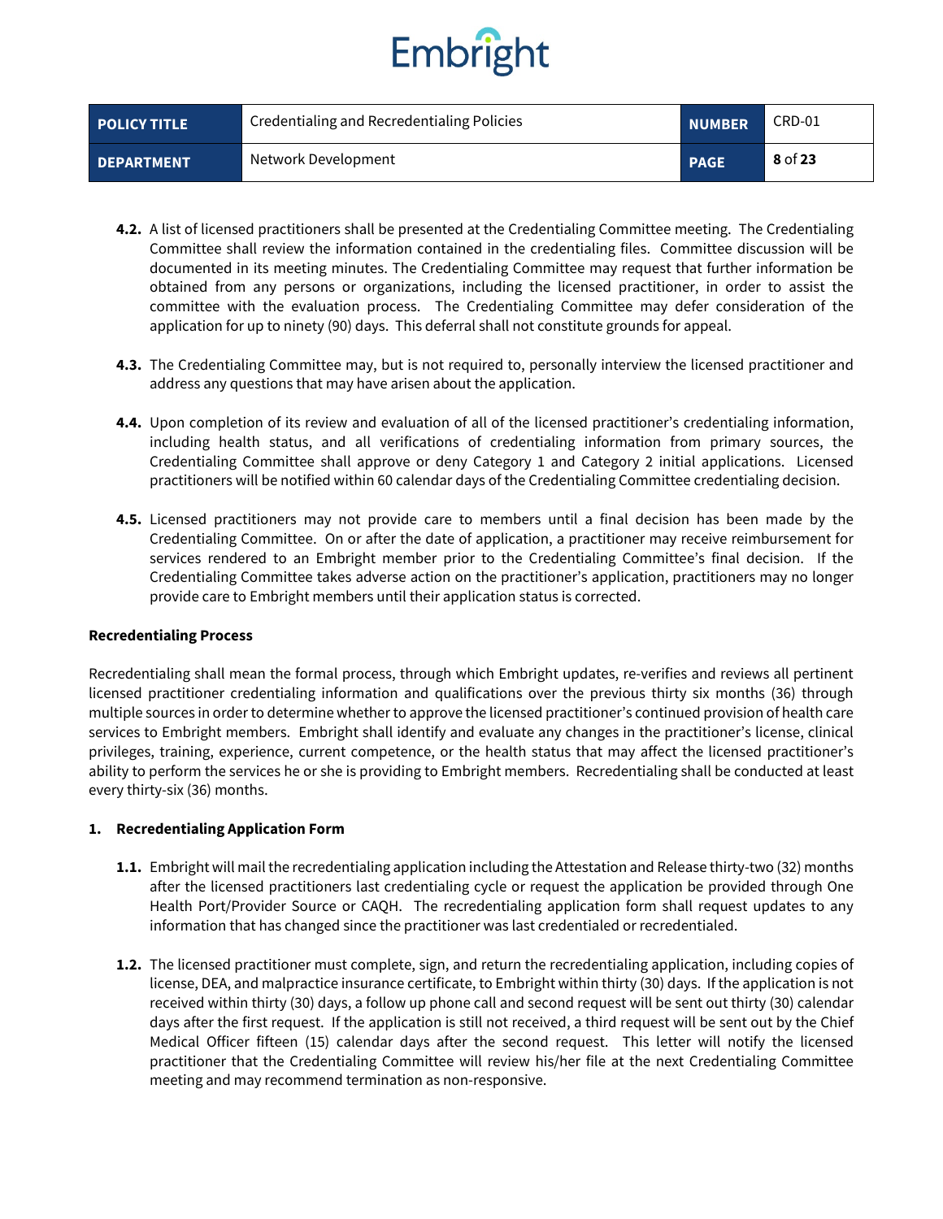**4.2.** A list of licensed practitioners shall be presented at the Credentialing Committee meeting. The Credentialing Committee shall review the information contained in the credentialing files. Committee discussion will be documented in its meeting minutes. The Credentialing Committee may request that further information be obtained from any persons or organizations, including the licensed practitioner, in order to assist the committee with the evaluation process. The Credentialing Committee may defer consideration of the application for up to ninety (90) days. This deferral shall not constitute grounds for appeal.

**4.3.** The Credentialing Committee may, but is not required to, personally interview the licensed practitioner and address any questions that may have arisen about the application.

**4.4.** Upon completion of its review and evaluation of all of the licensed practitioner's credentialing information, including health status, and all verifications of credentialing information from primary sources, the Credentialing Committee shall approve or deny Category 1 and Category 2 initial applications. Licensed practitioners will be notified within 60 calendar days of the Credentialing Committee credentialing decision.

**4.5.** Licensed practitioners may not provide care to members until a final decision has been made by the Credentialing Committee. On or after the date of application, a practitioner may receive reimbursement for services rendered to an Embright member prior to the Credentialing Committee's final decision. If the Credentialing Committee takes adverse action on the practitioner's application, practitioners may no longer provide care to Embright members until their application status is corrected.

**Recredentialing Process**

Recredentialing shall mean the formal process, through which Embright updates, re-verifies and reviews all pertinent licensed practitioner credentialing information and qualifications over the previous thirty six months (36) through multiple sources in order to determine whether to approve the licensed practitioner's continued provision of health care services to Embright members. Embright shall identify and evaluate any changes in the practitioner's license, clinical privileges, training, experience, current competence, or the health status that may affect the licensed practitioner's ability to perform the services he or she is providing to Embright members. Recredentialing shall be conducted at least every thirty-six (36) months.

**1. Recredentialing Application Form**

**1.1.** Embright will mail the recredentialing application including the Attestation and Release thirty-two (32) months after the licensed practitioners last credentialing cycle or request the application be provided through One Health Port/Provider Source or CAQH. The recredentialing application form shall request updates to any information that has changed since the practitioner was last credentialed or recredentialed.

**1.2.** The licensed practitioner must complete, sign, and return the recredentialing application, including copies of license, DEA, and malpractice insurance certificate, to Embright within thirty (30) days. If the application is not received within thirty (30) days, a follow up phone call and second request will be sent out thirty (30) calendar days after the first request. If the application is still not received, a third request will be sent out by the Chief Medical Officer fifteen (15) calendar days after the second request. This letter will notify the licensed practitioner that the Credentialing Committee will review his/her file at the next Credentialing Committee meeting and may recommend termination as non-responsive.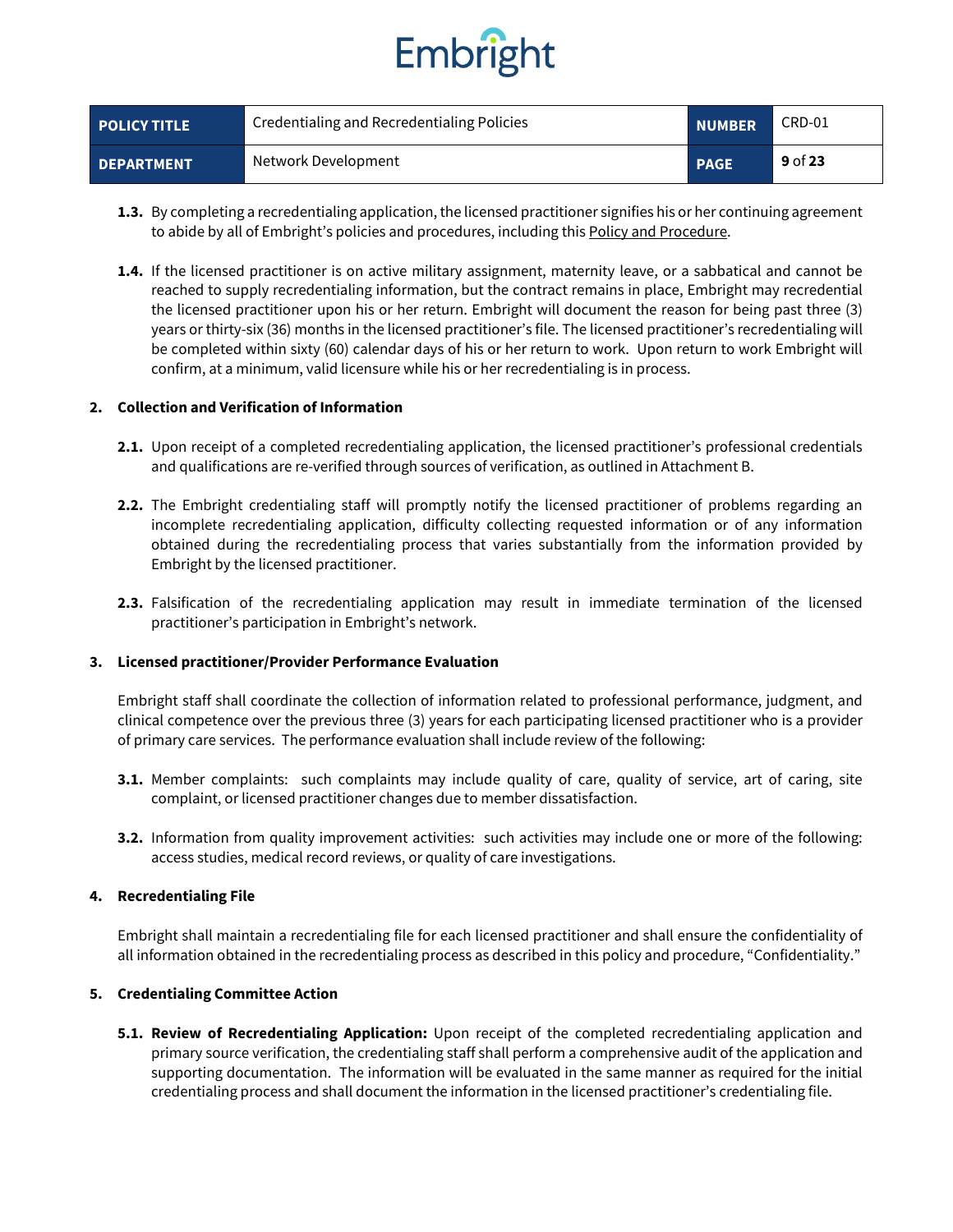**1.3.** By completing a recredentialing application, the licensed practitioner signifies his or her continuing agreement to abide by all of Embright's policies and procedures, including this Policy and Procedure.

**1.4.** If the licensed practitioner is on active military assignment, maternity leave, or a sabbatical and cannot be reached to supply recredentialing information, but the contract remains in place, Embright may recredential the licensed practitioner upon his or her return. Embright will document the reason for being past three (3) years or thirty-six (36) months in the licensed practitioner's file. The licensed practitioner's recredentialing will be completed within sixty (60) calendar days of his or her return to work. Upon return to work Embright will confirm, at a minimum, valid licensure while his or her recredentialing is in process.

**2. Collection and Verification of Information**

**2.1.** Upon receipt of a completed recredentialing application, the licensed practitioner's professional credentials and qualifications are re-verified through sources of verification, as outlined in Attachment B.

**2.2.** The Embright credentialing staff will promptly notify the licensed practitioner of problems regarding an incomplete recredentialing application, difficulty collecting requested information or of any information obtained during the recredentialing process that varies substantially from the information provided by Embright by the licensed practitioner.

**2.3.** Falsification of the recredentialing application may result in immediate termination of the licensed practitioner's participation in Embright's network.

**3. Licensed practitioner/Provider Performance Evaluation**

Embright staff shall coordinate the collection of information related to professional performance, judgment, and clinical competence over the previous three (3) years for each participating licensed practitioner who is a provider of primary care services. The performance evaluation shall include review of the following:

**3.1.** Member complaints: such complaints may include quality of care, quality of service, art of caring, site complaint, or licensed practitioner changes due to member dissatisfaction.

**3.2.** Information from quality improvement activities: such activities may include one or more of the following: access studies, medical record reviews, or quality of care investigations.

**4. Recredentialing File**

Embright shall maintain a recredentialing file for each licensed practitioner and shall ensure the confidentiality of all information obtained in the recredentialing process as described in this policy and procedure, "Confidentiality."

**5. Credentialing Committee Action**

**5.1. Review of Recredentialing Application:** Upon receipt of the completed recredentialing application and primary source verification, the credentialing staff shall perform a comprehensive audit of the application and supporting documentation. The information will be evaluated in the same manner as required for the initial credentialing process and shall document the information in the licensed practitioner's credentialing file.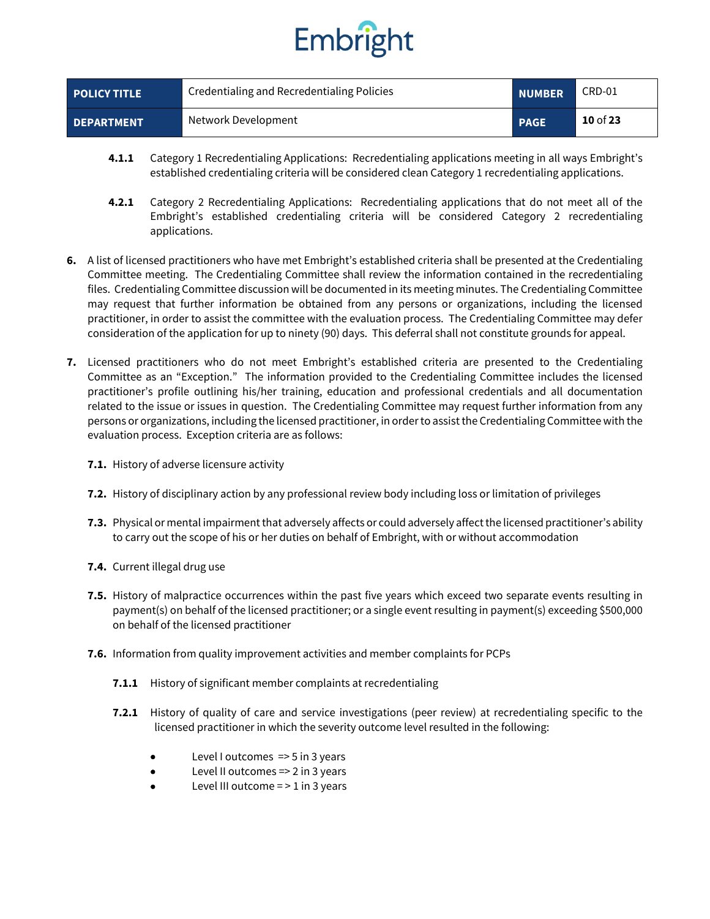**4.1.1** Category 1 Recredentialing Applications: Recredentialing applications meeting in all ways Embright's established credentialing criteria will be considered clean Category 1 recredentialing applications.

**4.2.1** Category 2 Recredentialing Applications: Recredentialing applications that do not meet all of the Embright's established credentialing criteria will be considered Category 2 recredentialing applications.

**6.** A list of licensed practitioners who have met Embright's established criteria shall be presented at the Credentialing Committee meeting. The Credentialing Committee shall review the information contained in the recredentialing files. Credentialing Committee discussion will be documented in its meeting minutes. The Credentialing Committee may request that further information be obtained from any persons or organizations, including the licensed practitioner, in order to assist the committee with the evaluation process. The Credentialing Committee may defer consideration of the application for up to ninety (90) days. This deferral shall not constitute grounds for appeal.

**7.** Licensed practitioners who do not meet Embright's established criteria are presented to the Credentialing Committee as an "Exception." The information provided to the Credentialing Committee includes the licensed practitioner's profile outlining his/her training, education and professional credentials and all documentation related to the issue or issues in question. The Credentialing Committee may request further information from any persons or organizations, including the licensed practitioner, in order to assist the Credentialing Committee with the evaluation process. Exception criteria are as follows:

**7.1.** History of adverse licensure activity

**7.2.** History of disciplinary action by any professional review body including loss or limitation of privileges

**7.3.** Physical or mental impairment that adversely affects or could adversely affect the licensed practitioner's ability to carry out the scope of his or her duties on behalf of Embright, with or without accommodation

**7.4.** Current illegal drug use

**7.5.** History of malpractice occurrences within the past five years which exceed two separate events resulting in payment(s) on behalf of the licensed practitioner; or a single event resulting in payment(s) exceeding $500,000 on behalf of the licensed practitioner

**7.6.** Information from quality improvement activities and member complaints for PCPs

**7.1.1** History of significant member complaints at recredentialing

**7.2.1** History of quality of care and service investigations (peer review) at recredentialing specific to the licensed practitioner in which the severity outcome level resulted in the following:

- Level I outcomes => 5 in 3 years
- Level II outcomes => 2 in 3 years
- Level III outcome = > 1 in 3 years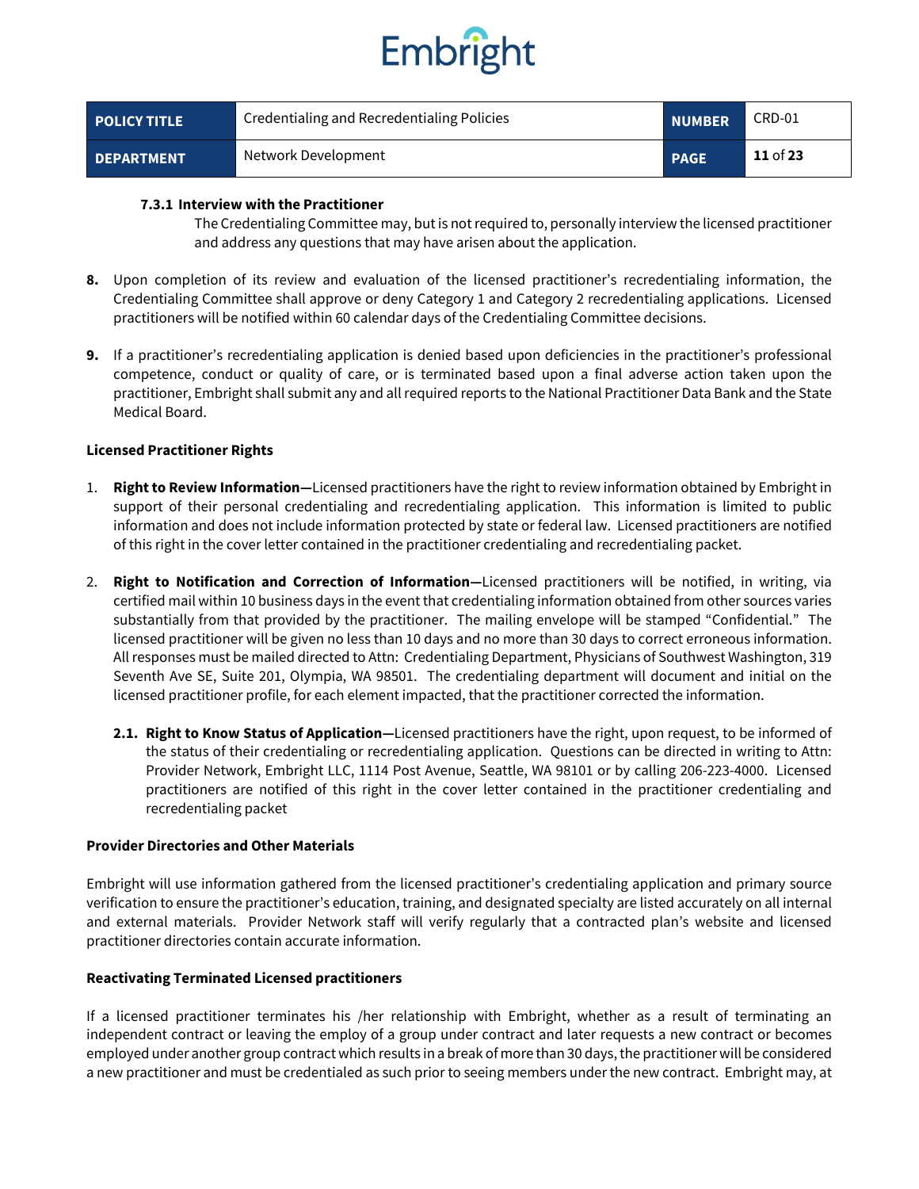**7.3.1 Interview with the Practitioner**

The Credentialing Committee may, but is not required to, personally interview the licensed practitioner and address any questions that may have arisen about the application.

**8.** Upon completion of its review and evaluation of the licensed practitioner's recredentialing information, the Credentialing Committee shall approve or deny Category 1 and Category 2 recredentialing applications. Licensed practitioners will be notified within 60 calendar days of the Credentialing Committee decisions.

**9.** If a practitioner's recredentialing application is denied based upon deficiencies in the practitioner's professional competence, conduct or quality of care, or is terminated based upon a final adverse action taken upon the practitioner, Embright shall submit any and all required reports to the National Practitioner Data Bank and the State Medical Board.

**Licensed Practitioner Rights**

1. **Right to Review Information—**Licensed practitioners have the right to review information obtained by Embright in support of their personal credentialing and recredentialing application. This information is limited to public information and does not include information protected by state or federal law. Licensed practitioners are notified of this right in the cover letter contained in the practitioner credentialing and recredentialing packet.

2. **Right to Notification and Correction of Information—**Licensed practitioners will be notified, in writing, via certified mail within 10 business days in the event that credentialing information obtained from other sources varies substantially from that provided by the practitioner. The mailing envelope will be stamped "Confidential." The licensed practitioner will be given no less than 10 days and no more than 30 days to correct erroneous information. All responses must be mailed directed to Attn: Credentialing Department, Physicians of Southwest Washington, 319 Seventh Ave SE, Suite 201, Olympia, WA 98501. The credentialing department will document and initial on the licensed practitioner profile, for each element impacted, that the practitioner corrected the information.

   **2.1. Right to Know Status of Application—**Licensed practitioners have the right, upon request, to be informed of the status of their credentialing or recredentialing application. Questions can be directed in writing to Attn: Provider Network, Embright LLC, 1114 Post Avenue, Seattle, WA 98101 or by calling 206-223-4000. Licensed practitioners are notified of this right in the cover letter contained in the practitioner credentialing and recredentialing packet

**Provider Directories and Other Materials**

Embright will use information gathered from the licensed practitioner's credentialing application and primary source verification to ensure the practitioner's education, training, and designated specialty are listed accurately on all internal and external materials. Provider Network staff will verify regularly that a contracted plan's website and licensed practitioner directories contain accurate information.

**Reactivating Terminated Licensed practitioners**

If a licensed practitioner terminates his /her relationship with Embright, whether as a result of terminating an independent contract or leaving the employ of a group under contract and later requests a new contract or becomes employed under another group contract which results in a break of more than 30 days, the practitioner will be considered a new practitioner and must be credentialed as such prior to seeing members under the new contract. Embright may, at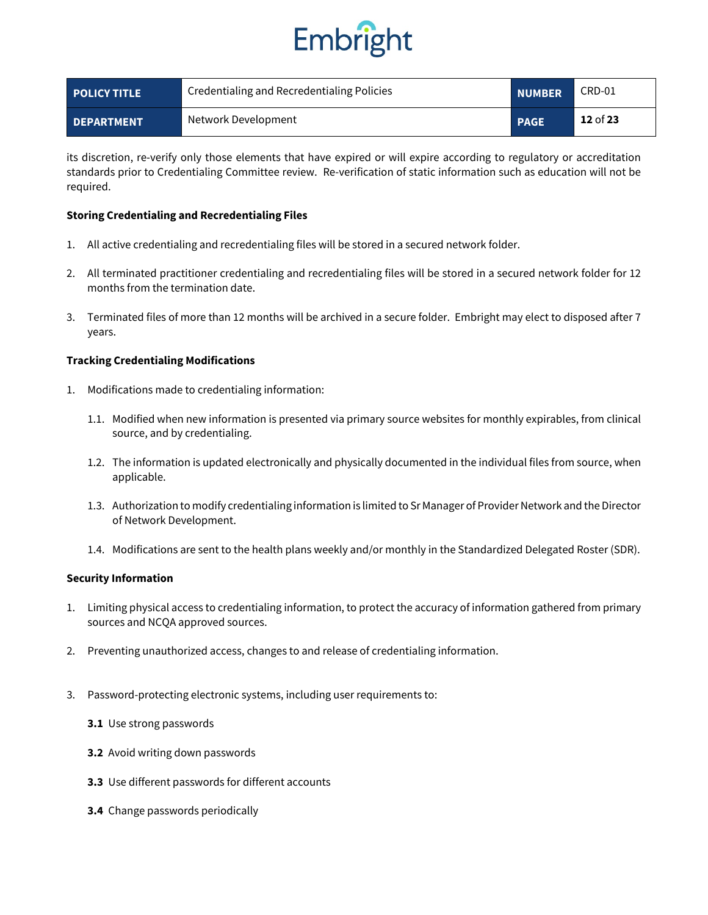its discretion, re-verify only those elements that have expired or will expire according to regulatory or accreditation standards prior to Credentialing Committee review. Re-verification of static information such as education will not be required.

**Storing Credentialing and Recredentialing Files**

1. All active credentialing and recredentialing files will be stored in a secured network folder.

2. All terminated practitioner credentialing and recredentialing files will be stored in a secured network folder for 12 months from the termination date.

3. Terminated files of more than 12 months will be archived in a secure folder. Embright may elect to disposed after 7 years.

**Tracking Credentialing Modifications**

1. Modifications made to credentialing information:

   1.1. Modified when new information is presented via primary source websites for monthly expirables, from clinical source, and by credentialing.

   1.2. The information is updated electronically and physically documented in the individual files from source, when applicable.

   1.3. Authorization to modify credentialing information is limited to Sr Manager of Provider Network and the Director of Network Development.

   1.4. Modifications are sent to the health plans weekly and/or monthly in the Standardized Delegated Roster (SDR).

**Security Information**

1. Limiting physical access to credentialing information, to protect the accuracy of information gathered from primary sources and NCQA approved sources.

2. Preventing unauthorized access, changes to and release of credentialing information.

3. Password-protecting electronic systems, including user requirements to:

   **3.1** Use strong passwords

   **3.2** Avoid writing down passwords

   **3.3** Use different passwords for different accounts

   **3.4** Change passwords periodically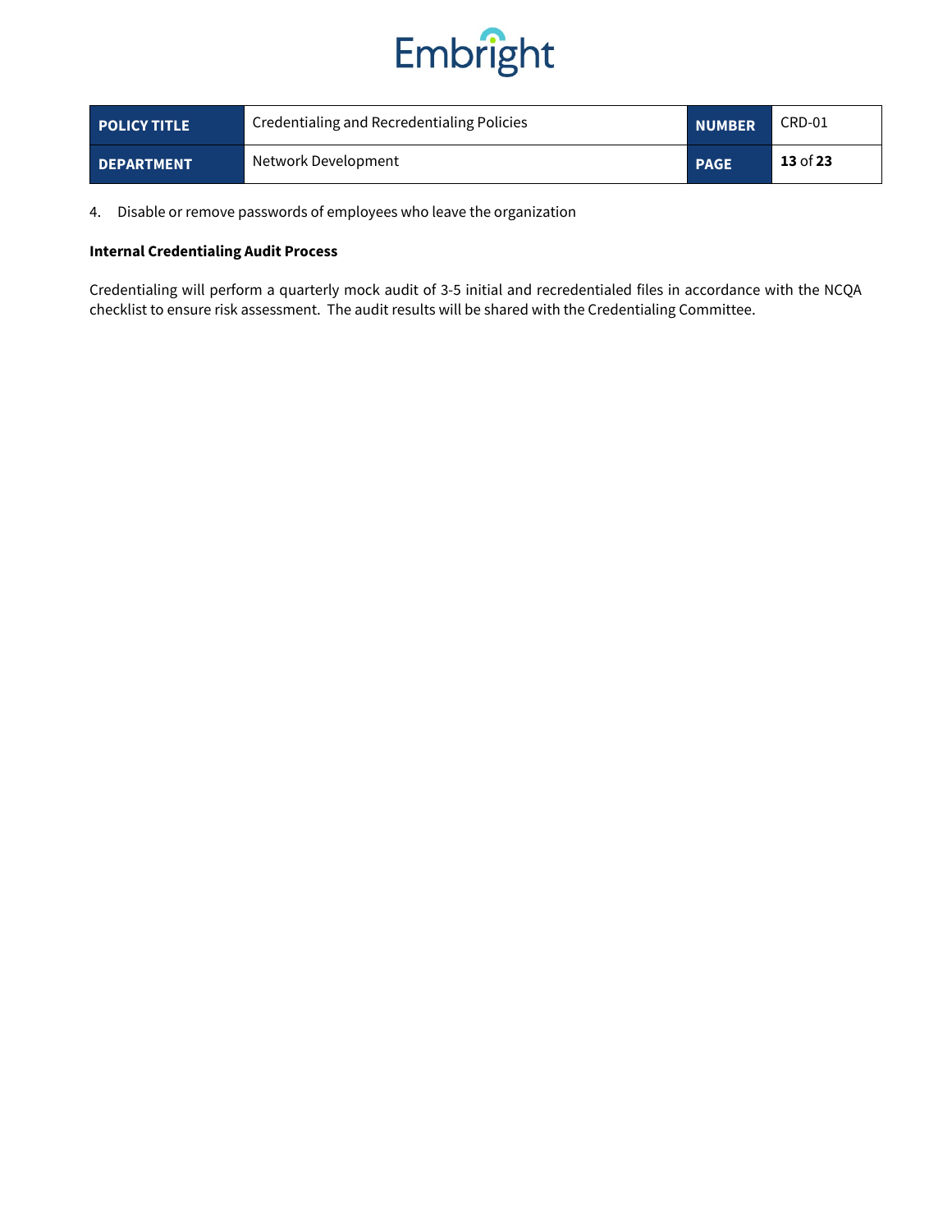4. Disable or remove passwords of employees who leave the organization

**Internal Credentialing Audit Process**

Credentialing will perform a quarterly mock audit of 3-5 initial and recredentialed files in accordance with the NCQA checklist to ensure risk assessment. The audit results will be shared with the Credentialing Committee.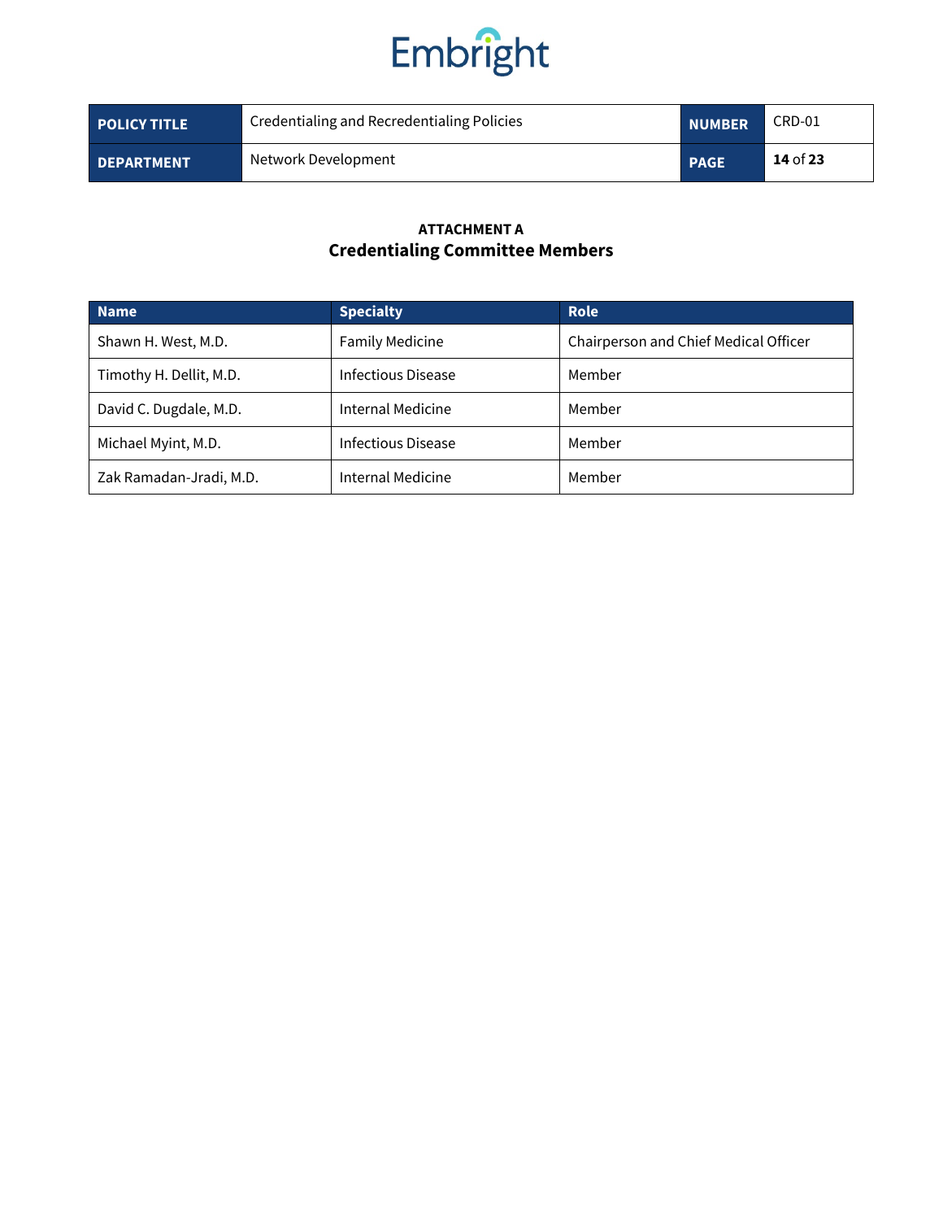**ATTACHMENT A**

## Credentialing Committee Members

| Name | Specialty | Role |
|---|---|---|
| Shawn H. West, M.D. | Family Medicine | Chairperson and Chief Medical Officer |
| Timothy H. Dellit, M.D. | Infectious Disease | Member |
| David C. Dugdale, M.D. | Internal Medicine | Member |
| Michael Myint, M.D. | Infectious Disease | Member |
| Zak Ramadan-Jradi, M.D. | Internal Medicine | Member |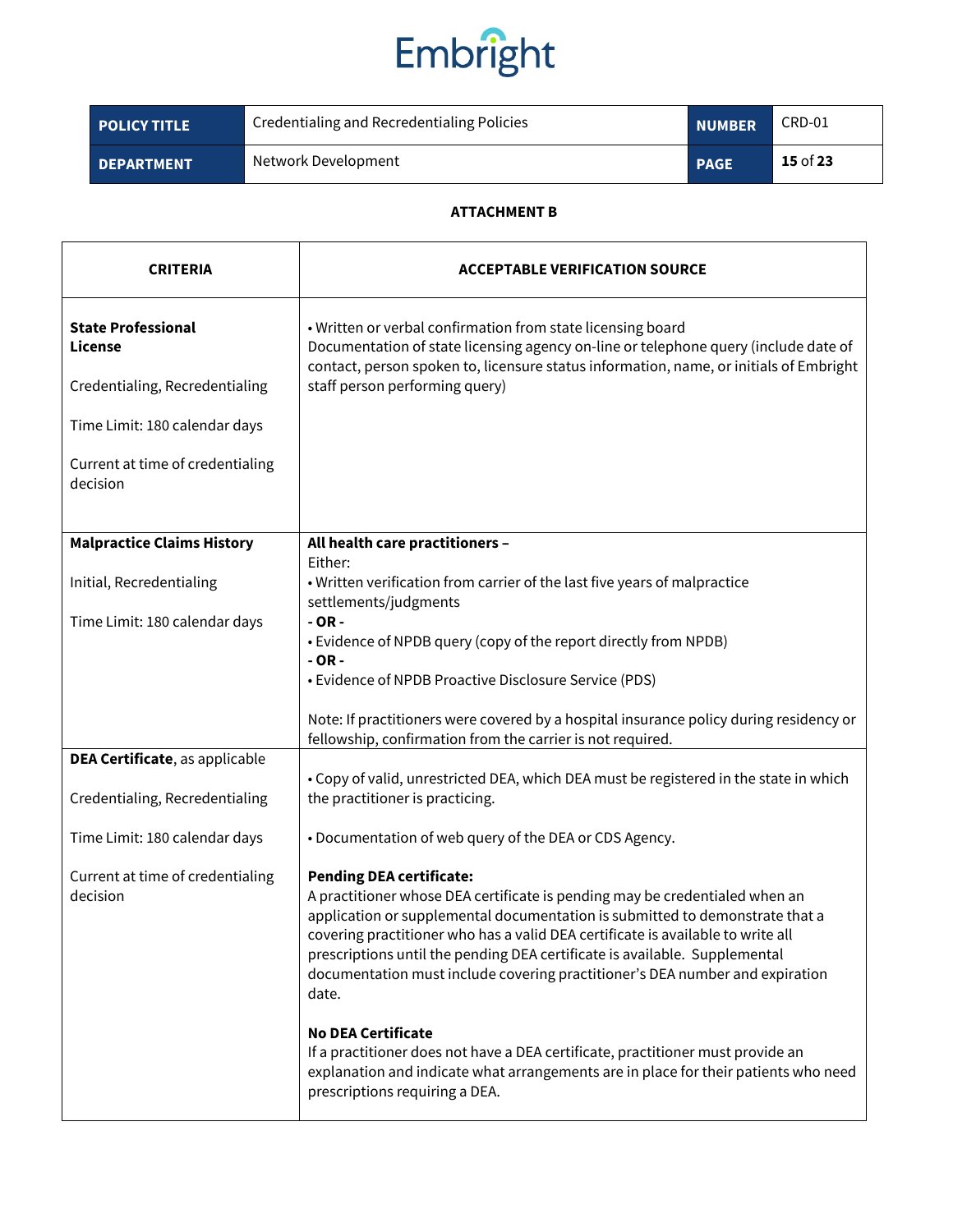**ATTACHMENT B**

| CRITERIA | ACCEPTABLE VERIFICATION SOURCE |
|---|---|
| **State Professional License**<br><br>Credentialing, Recredentialing<br><br>Time Limit: 180 calendar days<br><br>Current at time of credentialing decision | • Written or verbal confirmation from state licensing board<br>Documentation of state licensing agency on-line or telephone query (include date of contact, person spoken to, licensure status information, name, or initials of Embright staff person performing query) |
| **Malpractice Claims History**<br><br>Initial, Recredentialing<br><br>Time Limit: 180 calendar days | **All health care practitioners –**<br>Either:<br>• Written verification from carrier of the last five years of malpractice settlements/judgments<br>**- OR -**<br>• Evidence of NPDB query (copy of the report directly from NPDB)<br>**- OR -**<br>• Evidence of NPDB Proactive Disclosure Service (PDS)<br><br>Note: If practitioners were covered by a hospital insurance policy during residency or fellowship, confirmation from the carrier is not required. |
| **DEA Certificate**, as applicable<br><br>Credentialing, Recredentialing<br><br>Time Limit: 180 calendar days<br><br>Current at time of credentialing decision | • Copy of valid, unrestricted DEA, which DEA must be registered in the state in which the practitioner is practicing.<br><br>• Documentation of web query of the DEA or CDS Agency.<br><br>**Pending DEA certificate:**<br>A practitioner whose DEA certificate is pending may be credentialed when an application or supplemental documentation is submitted to demonstrate that a covering practitioner who has a valid DEA certificate is available to write all prescriptions until the pending DEA certificate is available. Supplemental documentation must include covering practitioner's DEA number and expiration date.<br><br>**No DEA Certificate**<br>If a practitioner does not have a DEA certificate, practitioner must provide an explanation and indicate what arrangements are in place for their patients who need prescriptions requiring a DEA. |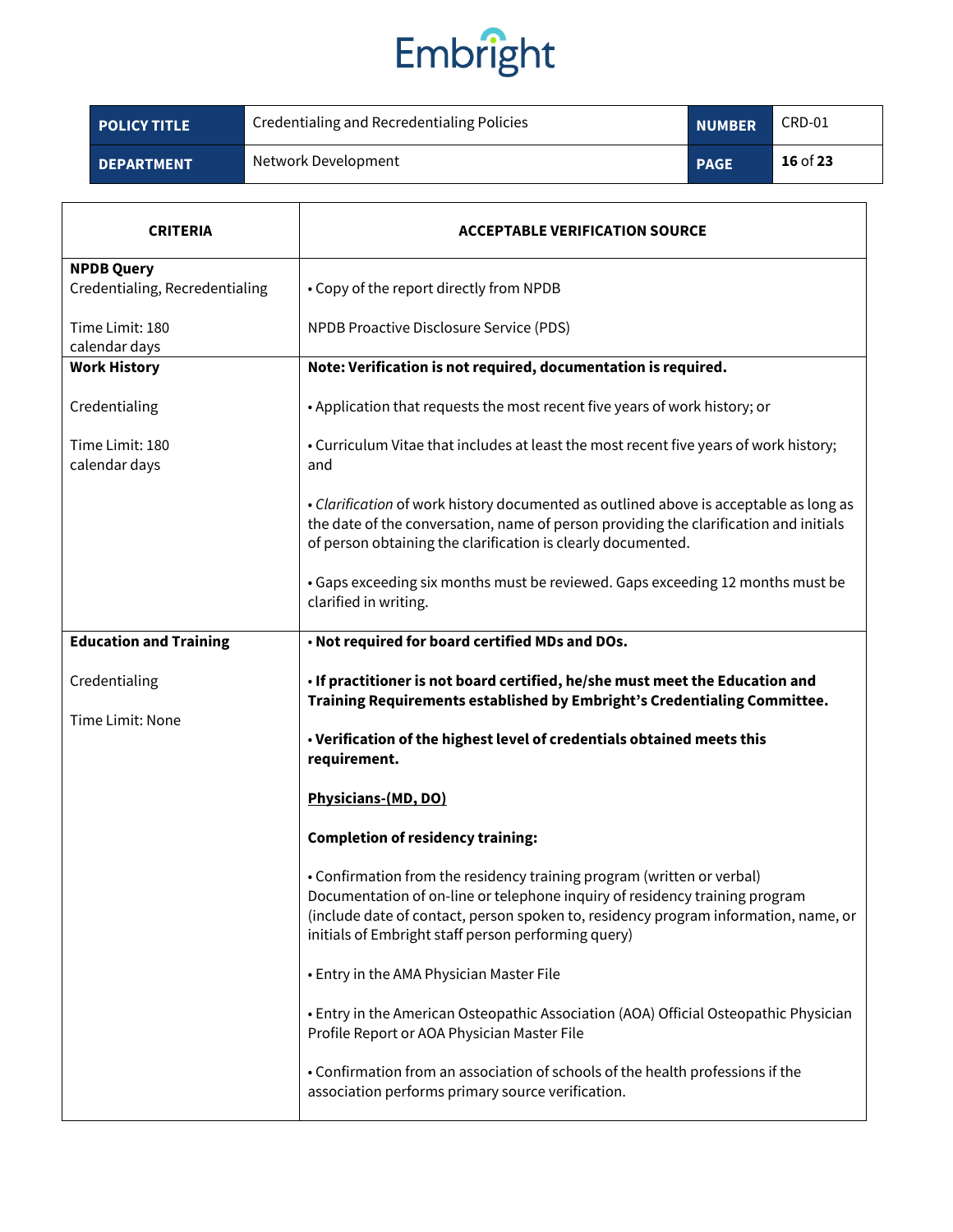| CRITERIA | ACCEPTABLE VERIFICATION SOURCE |
|---|---|
| **NPDB Query**<br>Credentialing, Recredentialing<br><br>Time Limit: 180 calendar days | • Copy of the report directly from NPDB<br><br>NPDB Proactive Disclosure Service (PDS) |
| **Work History**<br><br>Credentialing<br><br>Time Limit: 180 calendar days | **Note: Verification is not required, documentation is required.**<br><br>• Application that requests the most recent five years of work history; or<br><br>• Curriculum Vitae that includes at least the most recent five years of work history; and<br><br>• *Clarification* of work history documented as outlined above is acceptable as long as the date of the conversation, name of person providing the clarification and initials of person obtaining the clarification is clearly documented.<br><br>• Gaps exceeding six months must be reviewed. Gaps exceeding 12 months must be clarified in writing. |
| **Education and Training**<br><br>Credentialing<br><br>Time Limit: None | **• Not required for board certified MDs and DOs.**<br><br>**• If practitioner is not board certified, he/she must meet the Education and Training Requirements established by Embright's Credentialing Committee.**<br><br>**• Verification of the highest level of credentials obtained meets this requirement.**<br><br>**<u>Physicians-(MD, DO)</u>**<br><br>**Completion of residency training:**<br><br>• Confirmation from the residency training program (written or verbal) Documentation of on-line or telephone inquiry of residency training program (include date of contact, person spoken to, residency program information, name, or initials of Embright staff person performing query)<br><br>• Entry in the AMA Physician Master File<br><br>• Entry in the American Osteopathic Association (AOA) Official Osteopathic Physician Profile Report or AOA Physician Master File<br><br>• Confirmation from an association of schools of the health professions if the association performs primary source verification. |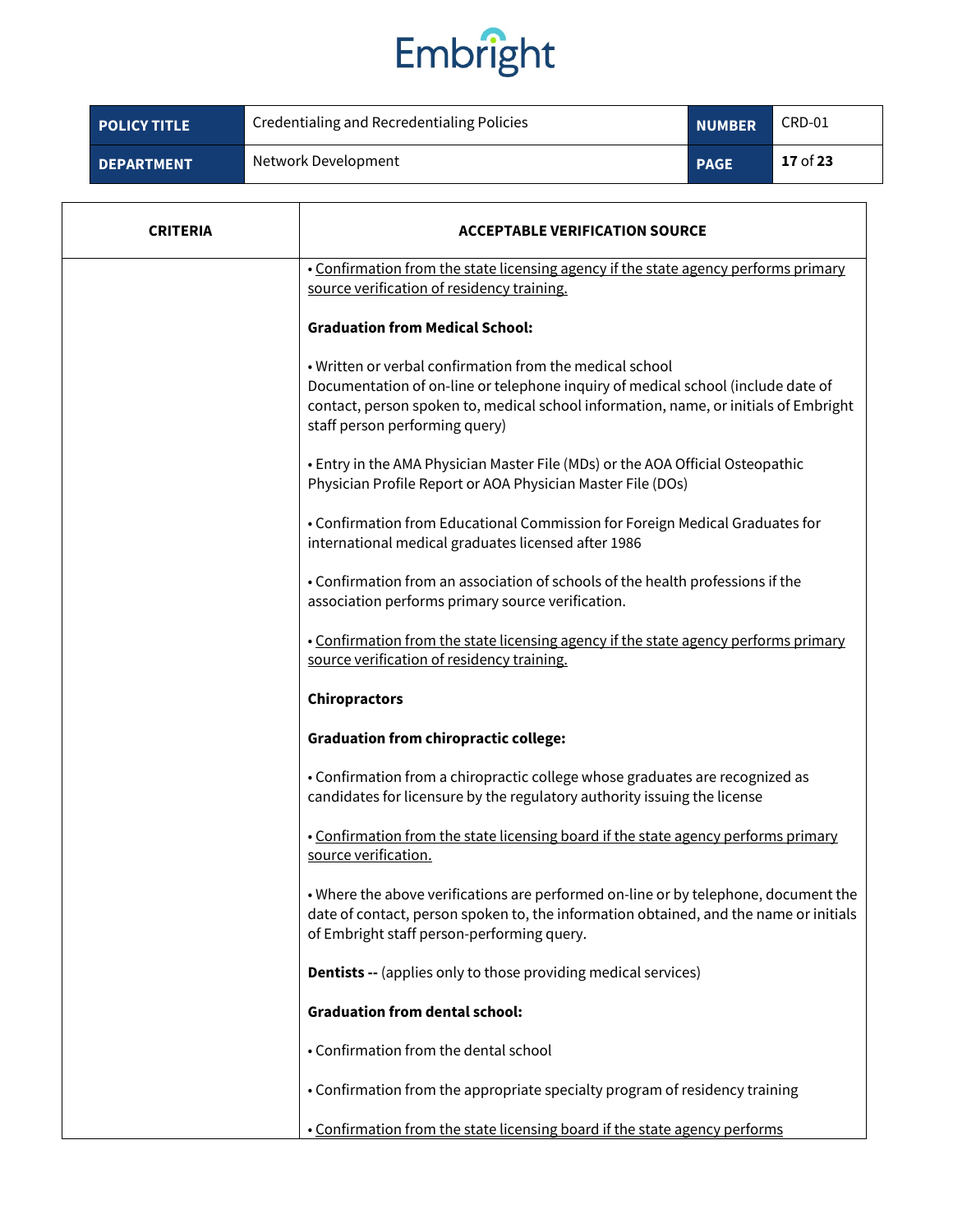| CRITERIA | ACCEPTABLE VERIFICATION SOURCE |
|---|---|
| | • <u>Confirmation from the state licensing agency if the state agency performs primary source verification of residency training.</u><br><br>**Graduation from Medical School:**<br><br>• Written or verbal confirmation from the medical school Documentation of on-line or telephone inquiry of medical school (include date of contact, person spoken to, medical school information, name, or initials of Embright staff person performing query)<br><br>• Entry in the AMA Physician Master File (MDs) or the AOA Official Osteopathic Physician Profile Report or AOA Physician Master File (DOs)<br><br>• Confirmation from Educational Commission for Foreign Medical Graduates for international medical graduates licensed after 1986<br><br>• Confirmation from an association of schools of the health professions if the association performs primary source verification.<br><br>• <u>Confirmation from the state licensing agency if the state agency performs primary source verification of residency training.</u><br><br>**Chiropractors**<br><br>**Graduation from chiropractic college:**<br><br>• Confirmation from a chiropractic college whose graduates are recognized as candidates for licensure by the regulatory authority issuing the license<br><br>• <u>Confirmation from the state licensing board if the state agency performs primary source verification.</u><br><br>• Where the above verifications are performed on-line or by telephone, document the date of contact, person spoken to, the information obtained, and the name or initials of Embright staff person-performing query.<br><br>**Dentists --** (applies only to those providing medical services)<br><br>**Graduation from dental school:**<br><br>• Confirmation from the dental school<br><br>• Confirmation from the appropriate specialty program of residency training<br><br>• <u>Confirmation from the state licensing board if the state agency performs</u> |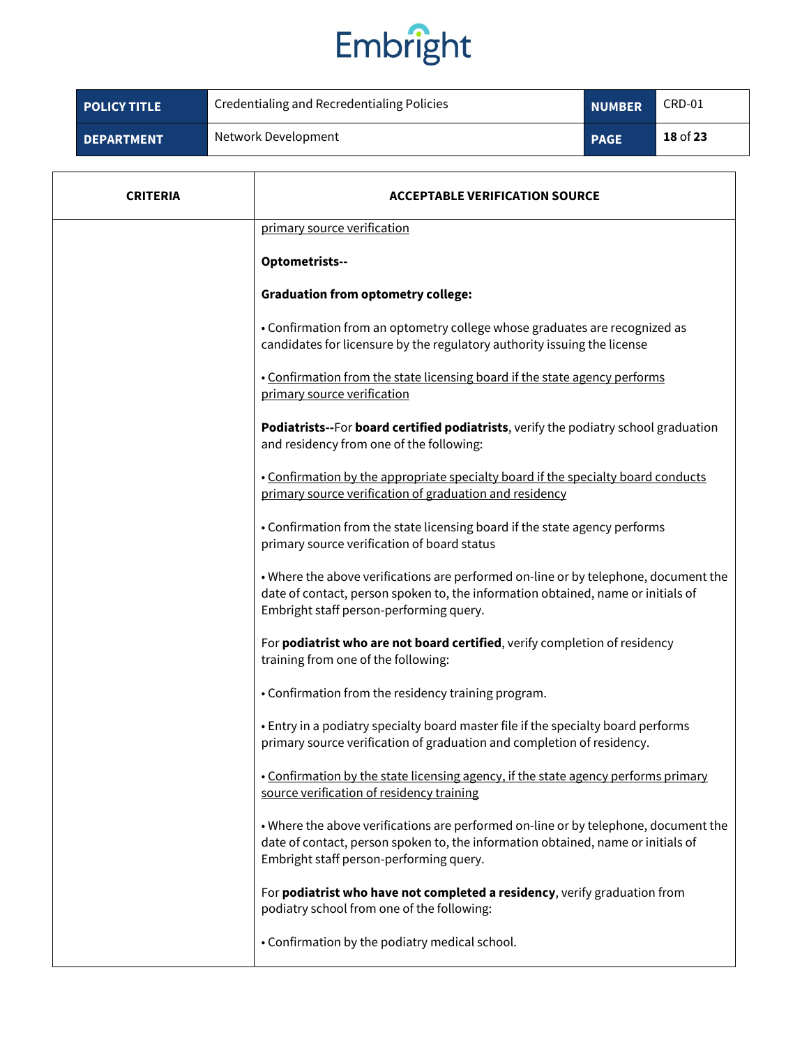| CRITERIA | ACCEPTABLE VERIFICATION SOURCE |
|---|---|
| | <u>primary source verification</u><br><br>**Optometrists--**<br><br>**Graduation from optometry college:**<br><br>• Confirmation from an optometry college whose graduates are recognized as candidates for licensure by the regulatory authority issuing the license<br><br>• <u>Confirmation from the state licensing board if the state agency performs primary source verification</u><br><br>**Podiatrists--**For **board certified podiatrists**, verify the podiatry school graduation and residency from one of the following:<br><br>• <u>Confirmation by the appropriate specialty board if the specialty board conducts primary source verification of graduation and residency</u><br><br>• Confirmation from the state licensing board if the state agency performs primary source verification of board status<br><br>• Where the above verifications are performed on-line or by telephone, document the date of contact, person spoken to, the information obtained, name or initials of Embright staff person-performing query.<br><br>For **podiatrist who are not board certified**, verify completion of residency training from one of the following:<br><br>• Confirmation from the residency training program.<br><br>• Entry in a podiatry specialty board master file if the specialty board performs primary source verification of graduation and completion of residency.<br><br>• <u>Confirmation by the state licensing agency, if the state agency performs primary source verification of residency training</u><br><br>• Where the above verifications are performed on-line or by telephone, document the date of contact, person spoken to, the information obtained, name or initials of Embright staff person-performing query.<br><br>For **podiatrist who have not completed a residency**, verify graduation from podiatry school from one of the following:<br><br>• Confirmation by the podiatry medical school. |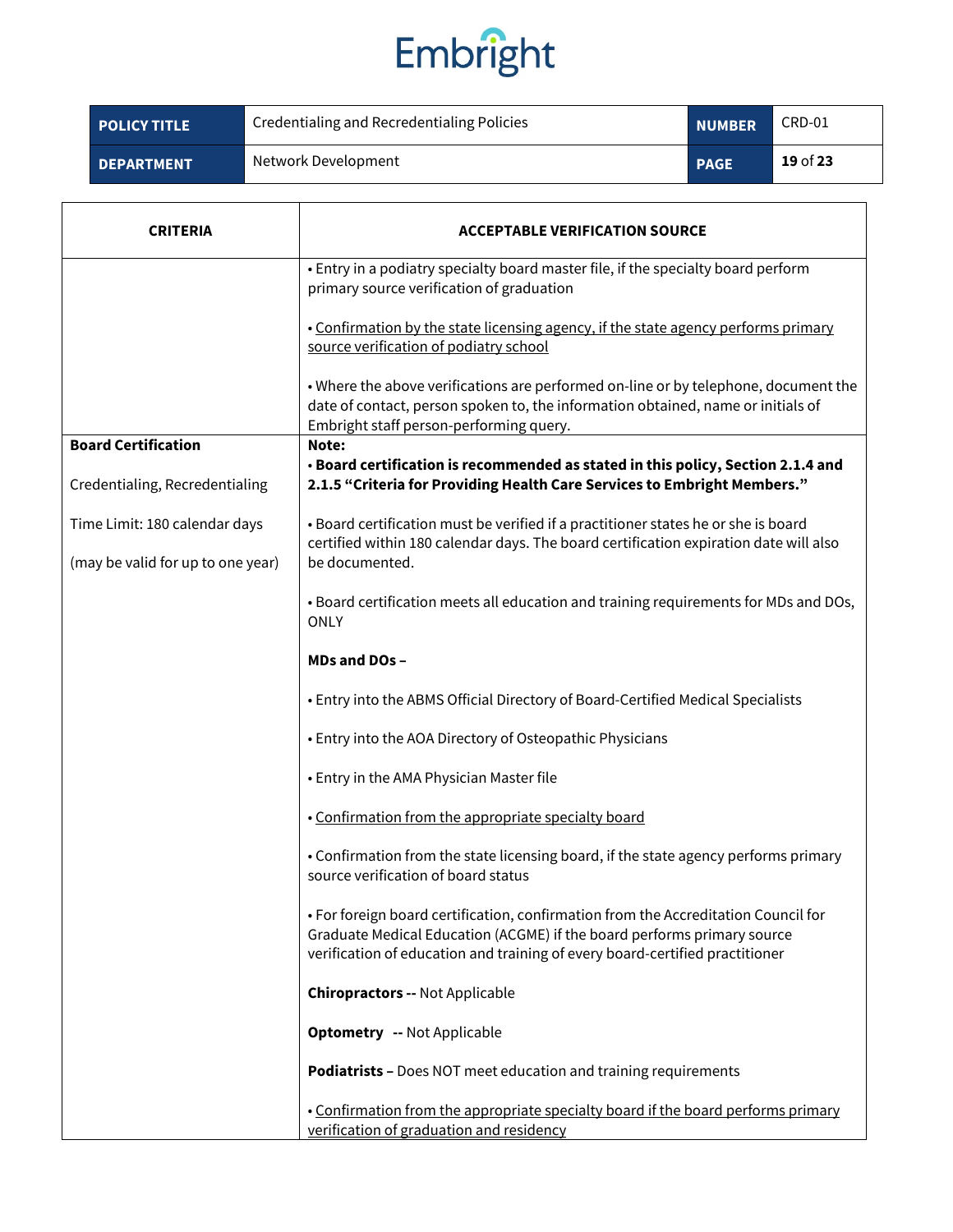| CRITERIA | ACCEPTABLE VERIFICATION SOURCE |
|---|---|
| | • Entry in a podiatry specialty board master file, if the specialty board perform primary source verification of graduation<br><br>• <u>Confirmation by the state licensing agency, if the state agency performs primary source verification of podiatry school</u><br><br>• Where the above verifications are performed on-line or by telephone, document the date of contact, person spoken to, the information obtained, name or initials of Embright staff person-performing query. |
| **Board Certification**<br><br>Credentialing, Recredentialing<br><br>Time Limit: 180 calendar days<br><br>(may be valid for up to one year) | **Note:**<br>**• Board certification is recommended as stated in this policy, Section 2.1.4 and 2.1.5 "Criteria for Providing Health Care Services to Embright Members."**<br><br>• Board certification must be verified if a practitioner states he or she is board certified within 180 calendar days. The board certification expiration date will also be documented.<br><br>• Board certification meets all education and training requirements for MDs and DOs, ONLY<br><br>**MDs and DOs –**<br><br>• Entry into the ABMS Official Directory of Board-Certified Medical Specialists<br><br>• Entry into the AOA Directory of Osteopathic Physicians<br><br>• Entry in the AMA Physician Master file<br><br>• <u>Confirmation from the appropriate specialty board</u><br><br>• Confirmation from the state licensing board, if the state agency performs primary source verification of board status<br><br>• For foreign board certification, confirmation from the Accreditation Council for Graduate Medical Education (ACGME) if the board performs primary source verification of education and training of every board-certified practitioner<br><br>**Chiropractors --** Not Applicable<br><br>**Optometry --** Not Applicable<br><br>**Podiatrists –** Does NOT meet education and training requirements<br><br>• <u>Confirmation from the appropriate specialty board if the board performs primary verification of graduation and residency</u> |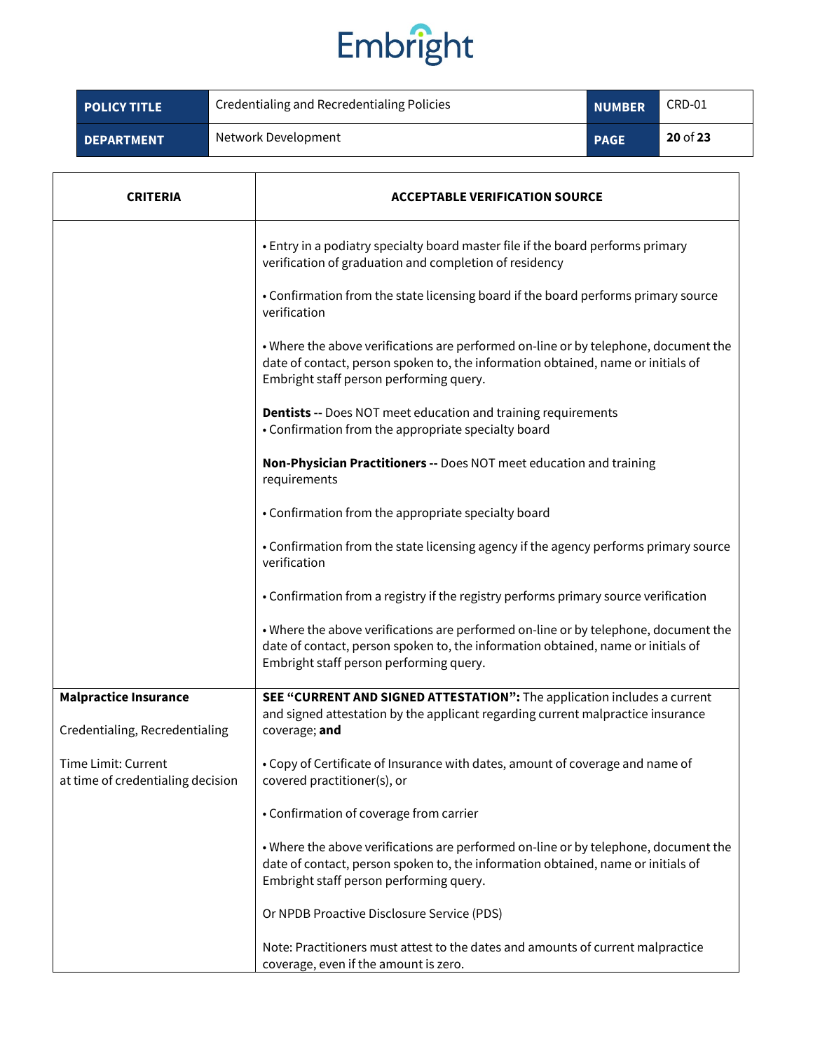| CRITERIA | ACCEPTABLE VERIFICATION SOURCE |
|---|---|
| | • Entry in a podiatry specialty board master file if the board performs primary verification of graduation and completion of residency<br><br>• Confirmation from the state licensing board if the board performs primary source verification<br><br>• Where the above verifications are performed on-line or by telephone, document the date of contact, person spoken to, the information obtained, name or initials of Embright staff person performing query.<br><br>**Dentists --** Does NOT meet education and training requirements<br>• Confirmation from the appropriate specialty board<br><br>**Non-Physician Practitioners --** Does NOT meet education and training requirements<br><br>• Confirmation from the appropriate specialty board<br><br>• Confirmation from the state licensing agency if the agency performs primary source verification<br><br>• Confirmation from a registry if the registry performs primary source verification<br><br>• Where the above verifications are performed on-line or by telephone, document the date of contact, person spoken to, the information obtained, name or initials of Embright staff person performing query. |
| **Malpractice Insurance**<br><br>Credentialing, Recredentialing<br><br>Time Limit: Current at time of credentialing decision | **SEE "CURRENT AND SIGNED ATTESTATION":** The application includes a current and signed attestation by the applicant regarding current malpractice insurance coverage; **and**<br><br>• Copy of Certificate of Insurance with dates, amount of coverage and name of covered practitioner(s), or<br><br>• Confirmation of coverage from carrier<br><br>• Where the above verifications are performed on-line or by telephone, document the date of contact, person spoken to, the information obtained, name or initials of Embright staff person performing query.<br><br>Or NPDB Proactive Disclosure Service (PDS)<br><br>Note: Practitioners must attest to the dates and amounts of current malpractice coverage, even if the amount is zero. |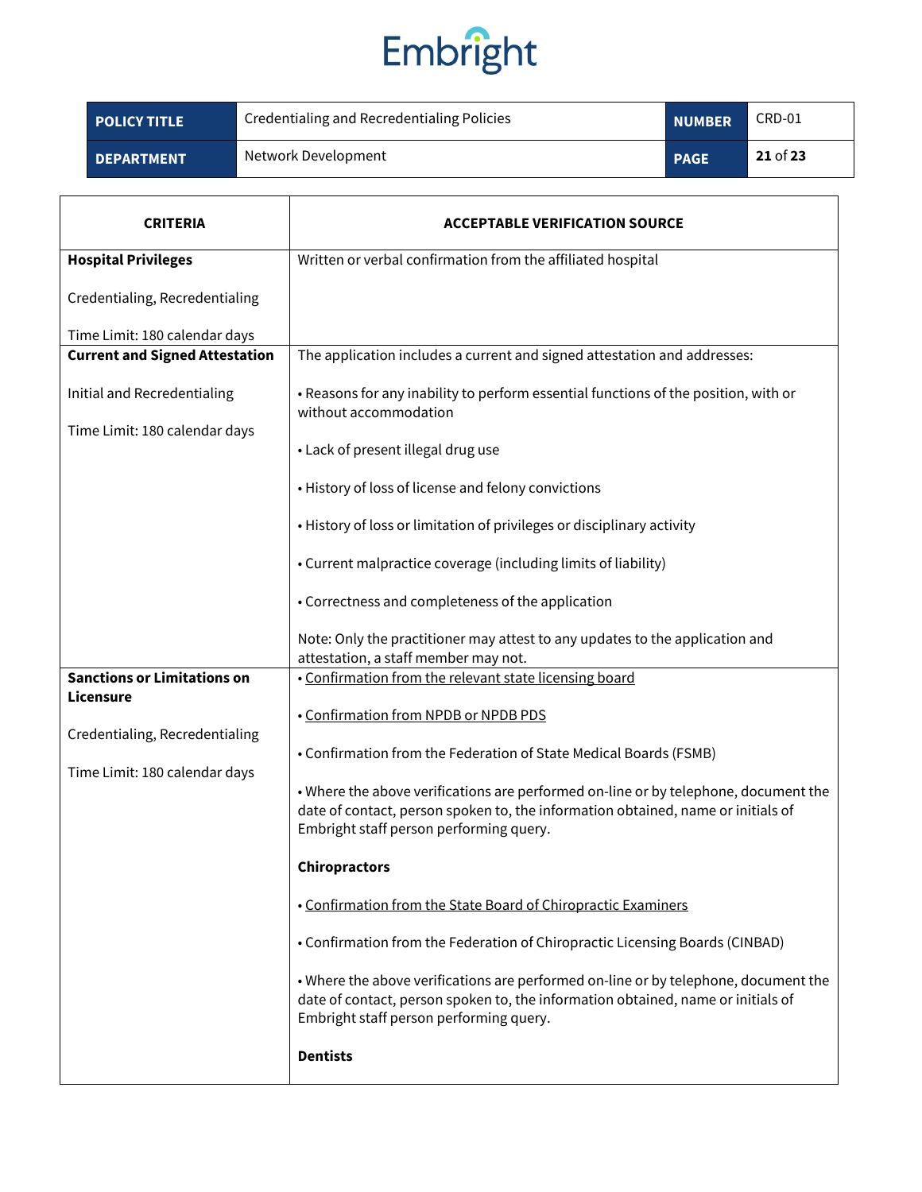| CRITERIA | ACCEPTABLE VERIFICATION SOURCE |
|---|---|
| **Hospital Privileges**<br><br>Credentialing, Recredentialing<br><br>Time Limit: 180 calendar days | Written or verbal confirmation from the affiliated hospital |
| **Current and Signed Attestation**<br><br>Initial and Recredentialing<br><br>Time Limit: 180 calendar days | The application includes a current and signed attestation and addresses:<br><br>• Reasons for any inability to perform essential functions of the position, with or without accommodation<br><br>• Lack of present illegal drug use<br><br>• History of loss of license and felony convictions<br><br>• History of loss or limitation of privileges or disciplinary activity<br><br>• Current malpractice coverage (including limits of liability)<br><br>• Correctness and completeness of the application<br><br>Note: Only the practitioner may attest to any updates to the application and attestation, a staff member may not. |
| **Sanctions or Limitations on Licensure**<br><br>Credentialing, Recredentialing<br><br>Time Limit: 180 calendar days | • Confirmation from the relevant state licensing board<br><br>• Confirmation from NPDB or NPDB PDS<br><br>• Confirmation from the Federation of State Medical Boards (FSMB)<br><br>• Where the above verifications are performed on-line or by telephone, document the date of contact, person spoken to, the information obtained, name or initials of Embright staff person performing query.<br><br>**Chiropractors**<br><br>• Confirmation from the State Board of Chiropractic Examiners<br><br>• Confirmation from the Federation of Chiropractic Licensing Boards (CINBAD)<br><br>• Where the above verifications are performed on-line or by telephone, document the date of contact, person spoken to, the information obtained, name or initials of Embright staff person performing query.<br><br>**Dentists** |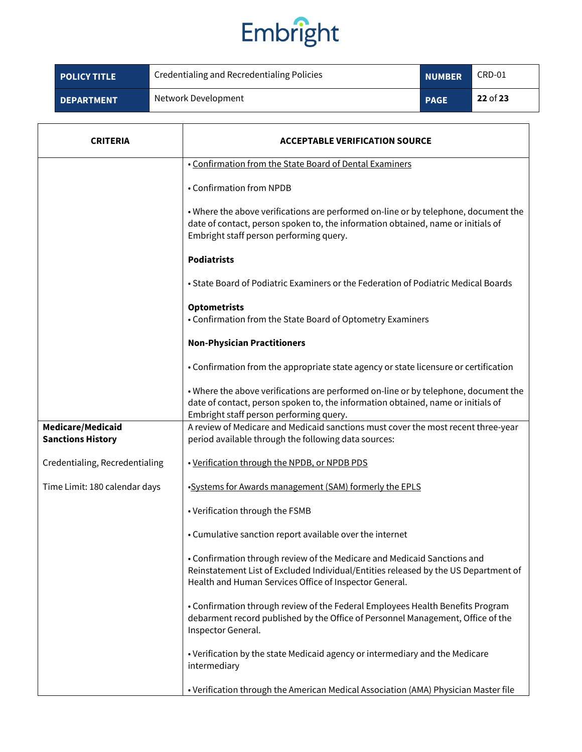| CRITERIA | ACCEPTABLE VERIFICATION SOURCE |
|---|---|
| | • Confirmation from the State Board of Dental Examiners<br><br>• Confirmation from NPDB<br><br>• Where the above verifications are performed on-line or by telephone, document the date of contact, person spoken to, the information obtained, name or initials of Embright staff person performing query.<br><br>**Podiatrists**<br><br>• State Board of Podiatric Examiners or the Federation of Podiatric Medical Boards<br><br>**Optometrists**<br>• Confirmation from the State Board of Optometry Examiners<br><br>**Non-Physician Practitioners**<br><br>• Confirmation from the appropriate state agency or state licensure or certification<br><br>• Where the above verifications are performed on-line or by telephone, document the date of contact, person spoken to, the information obtained, name or initials of Embright staff person performing query. |
| **Medicare/Medicaid Sanctions History**<br><br>Credentialing, Recredentialing<br><br>Time Limit: 180 calendar days | A review of Medicare and Medicaid sanctions must cover the most recent three-year period available through the following data sources:<br><br>• Verification through the NPDB, or NPDB PDS<br><br>•Systems for Awards management (SAM) formerly the EPLS<br><br>• Verification through the FSMB<br><br>• Cumulative sanction report available over the internet<br><br>• Confirmation through review of the Medicare and Medicaid Sanctions and Reinstatement List of Excluded Individual/Entities released by the US Department of Health and Human Services Office of Inspector General.<br><br>• Confirmation through review of the Federal Employees Health Benefits Program debarment record published by the Office of Personnel Management, Office of the Inspector General.<br><br>• Verification by the state Medicaid agency or intermediary and the Medicare intermediary<br><br>• Verification through the American Medical Association (AMA) Physician Master file |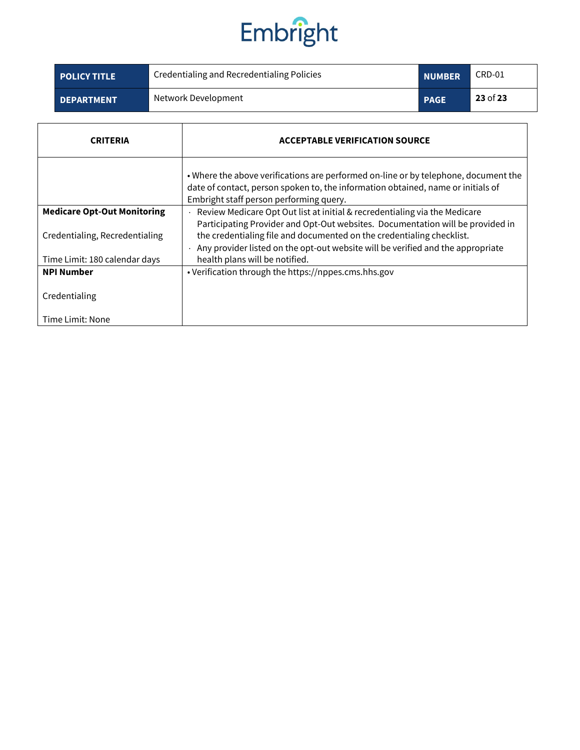| CRITERIA | ACCEPTABLE VERIFICATION SOURCE |
|---|---|
| | • Where the above verifications are performed on-line or by telephone, document the date of contact, person spoken to, the information obtained, name or initials of Embright staff person performing query. |
| **Medicare Opt-Out Monitoring**<br><br>Credentialing, Recredentialing<br><br>Time Limit: 180 calendar days | · Review Medicare Opt Out list at initial & recredentialing via the Medicare Participating Provider and Opt-Out websites. Documentation will be provided in the credentialing file and documented on the credentialing checklist.<br>· Any provider listed on the opt-out website will be verified and the appropriate health plans will be notified. |
| **NPI Number**<br><br>Credentialing<br><br>Time Limit: None | • Verification through the https://nppes.cms.hhs.gov |